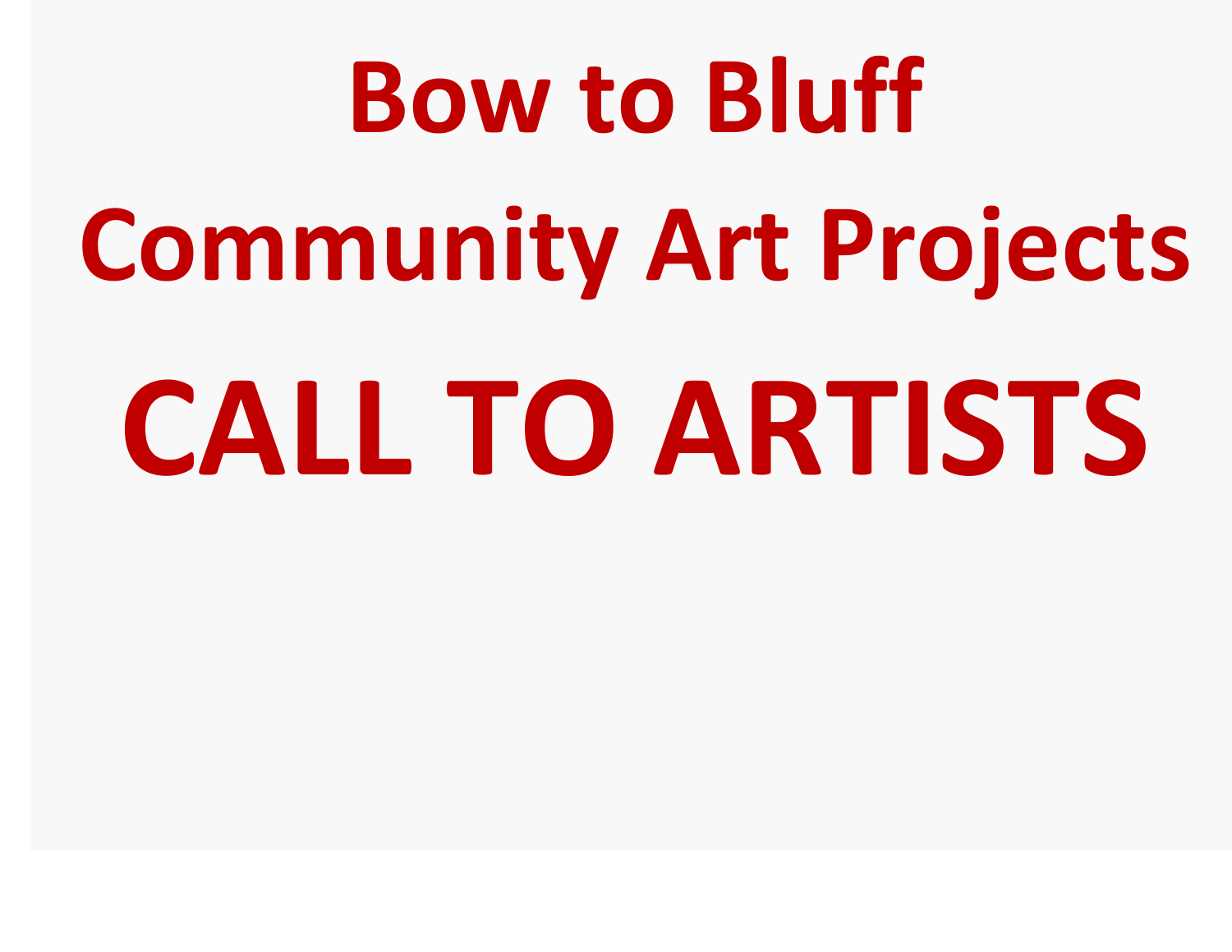# Bow to Bluff

# Community Art Projects

# CALL TO ARTISTS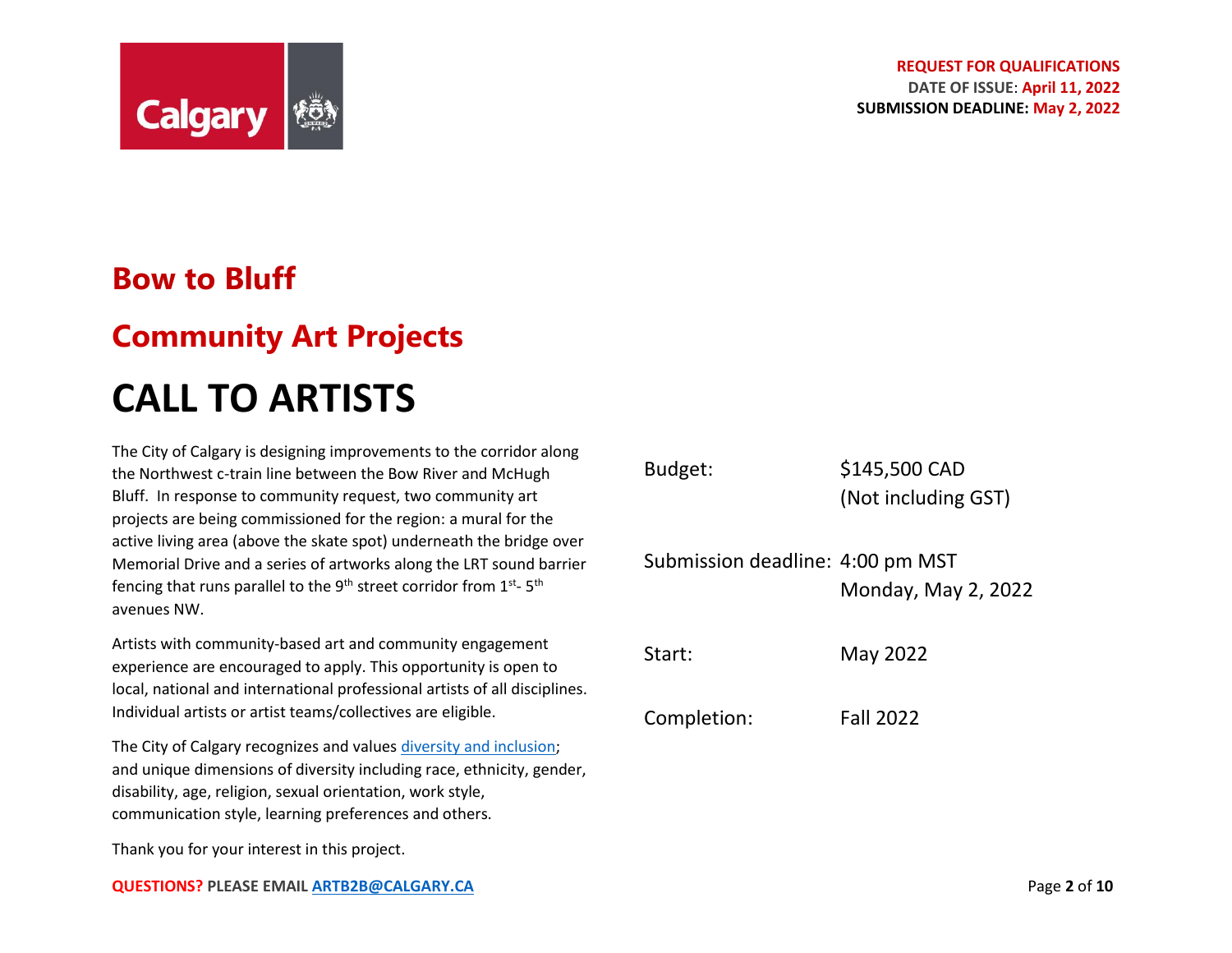**REQUEST FOR QUALIFICATIONS**
**DATE OF ISSUE: April 11, 2022**
**SUBMISSION DEADLINE: May 2, 2022**

## Bow to Bluff

## Community Art Projects

# CALL TO ARTISTS

The City of Calgary is designing improvements to the corridor along the Northwest c-train line between the Bow River and McHugh Bluff. In response to community request, two community art projects are being commissioned for the region: a mural for the active living area (above the skate spot) underneath the bridge over Memorial Drive and a series of artworks along the LRT sound barrier fencing that runs parallel to the 9th street corridor from 1st- 5th avenues NW.

Artists with community-based art and community engagement experience are encouraged to apply. This opportunity is open to local, national and international professional artists of all disciplines. Individual artists or artist teams/collectives are eligible.

The City of Calgary recognizes and values [diversity and inclusion](); and unique dimensions of diversity including race, ethnicity, gender, disability, age, religion, sexual orientation, work style, communication style, learning preferences and others.

Thank you for your interest in this project.

| | |
|---|---|
| Budget: | $145,500 CAD (Not including GST) |
| Submission deadline: | 4:00 pm MST Monday, May 2, 2022 |
| Start: | May 2022 |
| Completion: | Fall 2022 |

**QUESTIONS? PLEASE EMAIL [ARTB2B@CALGARY.CA](mailto:ARTB2B@CALGARY.CA)**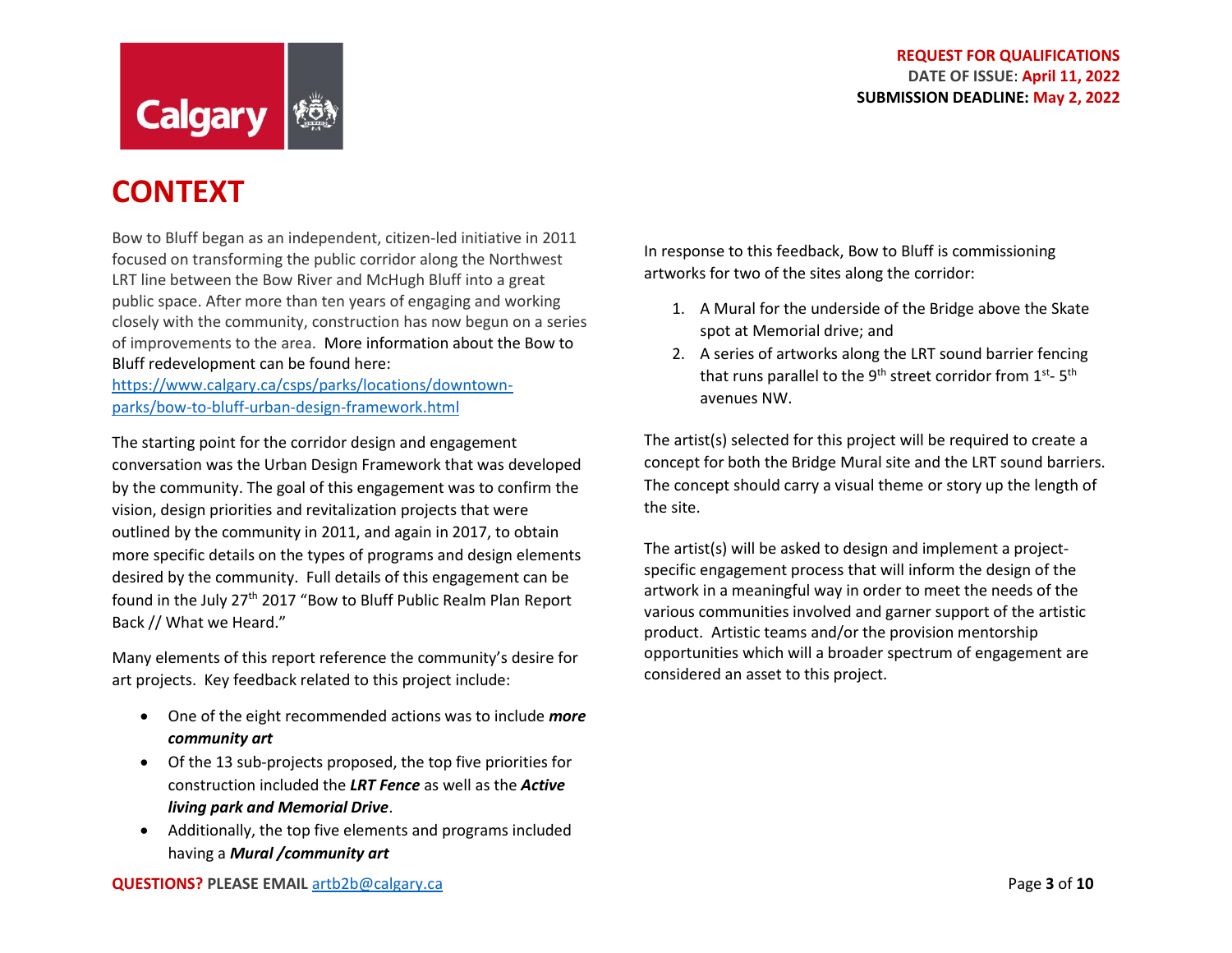# CONTEXT

Bow to Bluff began as an independent, citizen-led initiative in 2011 focused on transforming the public corridor along the Northwest LRT line between the Bow River and McHugh Bluff into a great public space. After more than ten years of engaging and working closely with the community, construction has now begun on a series of improvements to the area. More information about the Bow to Bluff redevelopment can be found here: [https://www.calgary.ca/csps/parks/locations/downtown-parks/bow-to-bluff-urban-design-framework.html](https://www.calgary.ca/csps/parks/locations/downtown-parks/bow-to-bluff-urban-design-framework.html)

The starting point for the corridor design and engagement conversation was the Urban Design Framework that was developed by the community. The goal of this engagement was to confirm the vision, design priorities and revitalization projects that were outlined by the community in 2011, and again in 2017, to obtain more specific details on the types of programs and design elements desired by the community. Full details of this engagement can be found in the July 27th 2017 "Bow to Bluff Public Realm Plan Report Back // What we Heard."

Many elements of this report reference the community's desire for art projects. Key feedback related to this project include:

- One of the eight recommended actions was to include ***more community art***
- Of the 13 sub-projects proposed, the top five priorities for construction included the ***LRT Fence*** as well as the ***Active living park and Memorial Drive***.
- Additionally, the top five elements and programs included having a ***Mural /community art***

In response to this feedback, Bow to Bluff is commissioning artworks for two of the sites along the corridor:

1. A Mural for the underside of the Bridge above the Skate spot at Memorial drive; and
2. A series of artworks along the LRT sound barrier fencing that runs parallel to the 9th street corridor from 1st- 5th avenues NW.

The artist(s) selected for this project will be required to create a concept for both the Bridge Mural site and the LRT sound barriers. The concept should carry a visual theme or story up the length of the site.

The artist(s) will be asked to design and implement a project-specific engagement process that will inform the design of the artwork in a meaningful way in order to meet the needs of the various communities involved and garner support of the artistic product. Artistic teams and/or the provision mentorship opportunities which will a broader spectrum of engagement are considered an asset to this project.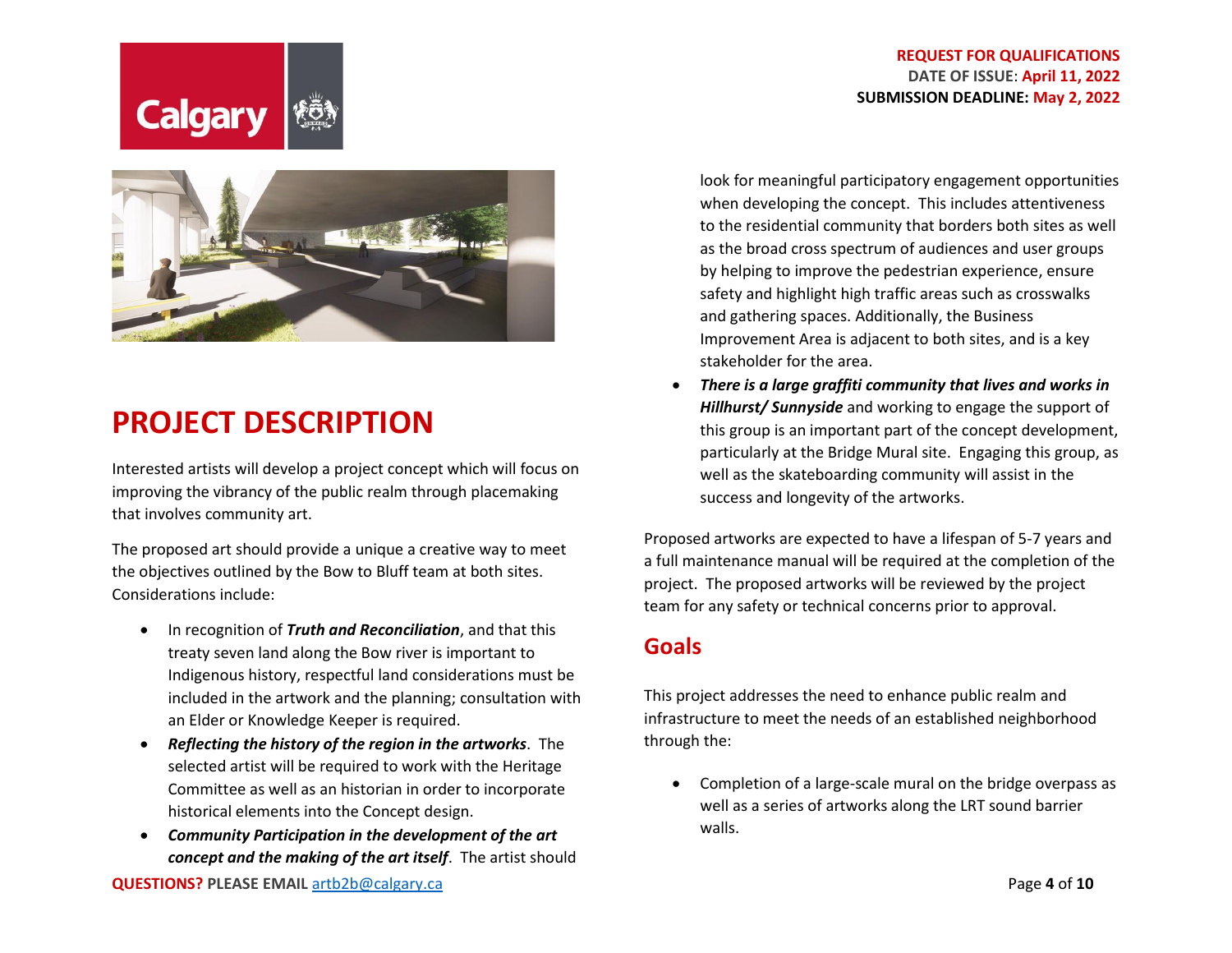# PROJECT DESCRIPTION

Interested artists will develop a project concept which will focus on improving the vibrancy of the public realm through placemaking that involves community art.

The proposed art should provide a unique a creative way to meet the objectives outlined by the Bow to Bluff team at both sites. Considerations include:

- In recognition of ***Truth and Reconciliation***, and that this treaty seven land along the Bow river is important to Indigenous history, respectful land considerations must be included in the artwork and the planning; consultation with an Elder or Knowledge Keeper is required.
- ***Reflecting the history of the region in the artworks***. The selected artist will be required to work with the Heritage Committee as well as an historian in order to incorporate historical elements into the Concept design.
- ***Community Participation in the development of the art concept and the making of the art itself***. The artist should look for meaningful participatory engagement opportunities when developing the concept. This includes attentiveness to the residential community that borders both sites as well as the broad cross spectrum of audiences and user groups by helping to improve the pedestrian experience, ensure safety and highlight high traffic areas such as crosswalks and gathering spaces. Additionally, the Business Improvement Area is adjacent to both sites, and is a key stakeholder for the area.
- ***There is a large graffiti community that lives and works in Hillhurst/ Sunnyside*** and working to engage the support of this group is an important part of the concept development, particularly at the Bridge Mural site. Engaging this group, as well as the skateboarding community will assist in the success and longevity of the artworks.

Proposed artworks are expected to have a lifespan of 5-7 years and a full maintenance manual will be required at the completion of the project. The proposed artworks will be reviewed by the project team for any safety or technical concerns prior to approval.

## Goals

This project addresses the need to enhance public realm and infrastructure to meet the needs of an established neighborhood through the:

- Completion of a large-scale mural on the bridge overpass as well as a series of artworks along the LRT sound barrier walls.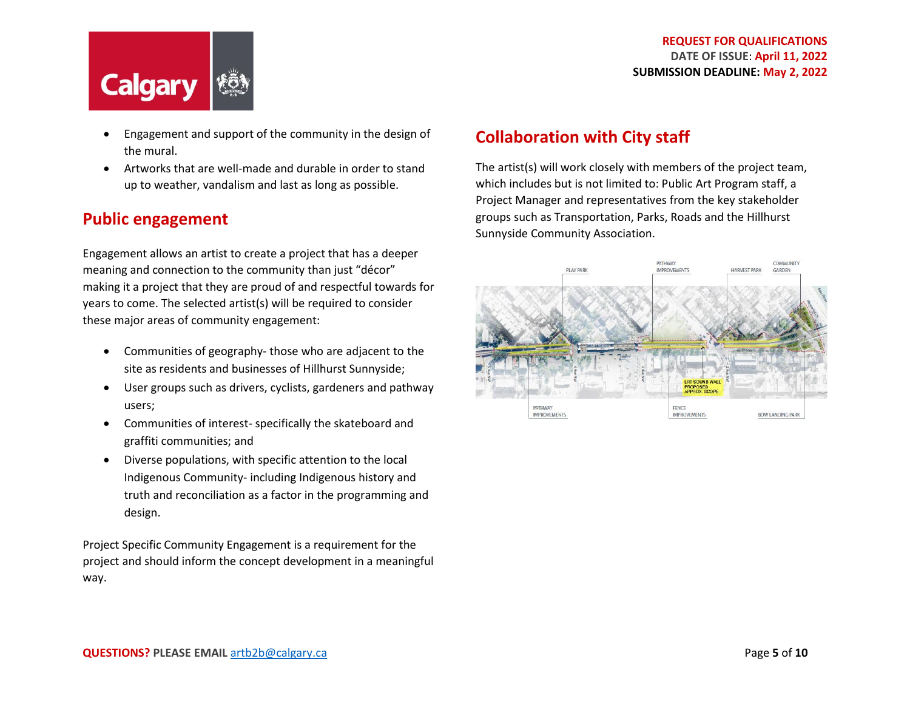- Engagement and support of the community in the design of the mural.
- Artworks that are well-made and durable in order to stand up to weather, vandalism and last as long as possible.

## Public engagement

Engagement allows an artist to create a project that has a deeper meaning and connection to the community than just "décor" making it a project that they are proud of and respectful towards for years to come. The selected artist(s) will be required to consider these major areas of community engagement:

- Communities of geography- those who are adjacent to the site as residents and businesses of Hillhurst Sunnyside;
- User groups such as drivers, cyclists, gardeners and pathway users;
- Communities of interest- specifically the skateboard and graffiti communities; and
- Diverse populations, with specific attention to the local Indigenous Community- including Indigenous history and truth and reconciliation as a factor in the programming and design.

Project Specific Community Engagement is a requirement for the project and should inform the concept development in a meaningful way.

## Collaboration with City staff

The artist(s) will work closely with members of the project team, which includes but is not limited to: Public Art Program staff, a Project Manager and representatives from the key stakeholder groups such as Transportation, Parks, Roads and the Hillhurst Sunnyside Community Association.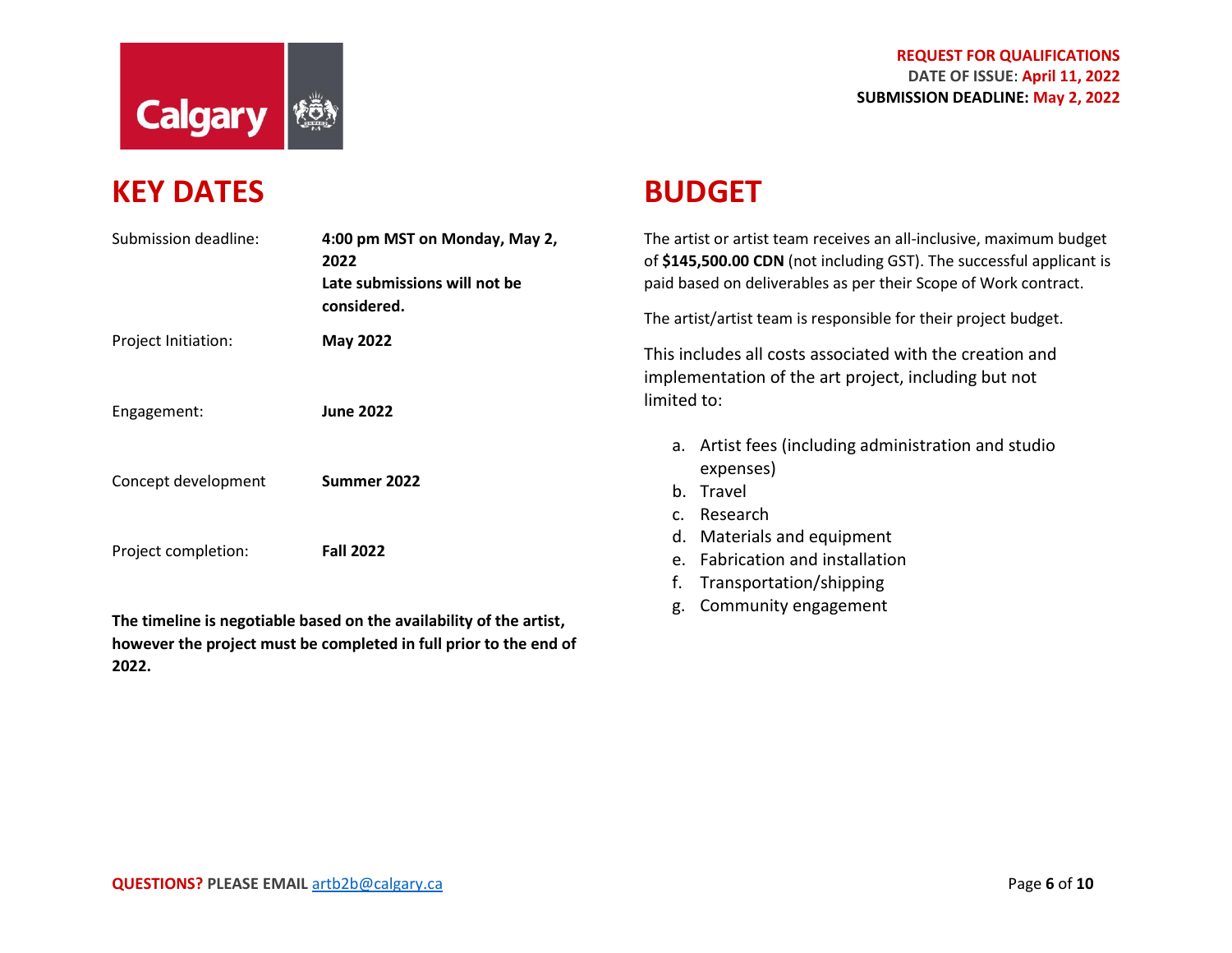## KEY DATES

| | |
|---|---|
| Submission deadline: | **4:00 pm MST on Monday, May 2, 2022**<br>**Late submissions will not be considered.** |
| Project Initiation: | **May 2022** |
| Engagement: | **June 2022** |
| Concept development | **Summer 2022** |
| Project completion: | **Fall 2022** |

**The timeline is negotiable based on the availability of the artist, however the project must be completed in full prior to the end of 2022.**

## BUDGET

The artist or artist team receives an all-inclusive, maximum budget of **$145,500.00 CDN** (not including GST). The successful applicant is paid based on deliverables as per their Scope of Work contract.

The artist/artist team is responsible for their project budget.

This includes all costs associated with the creation and implementation of the art project, including but not limited to:

a. Artist fees (including administration and studio expenses)
b. Travel
c. Research
d. Materials and equipment
e. Fabrication and installation
f. Transportation/shipping
g. Community engagement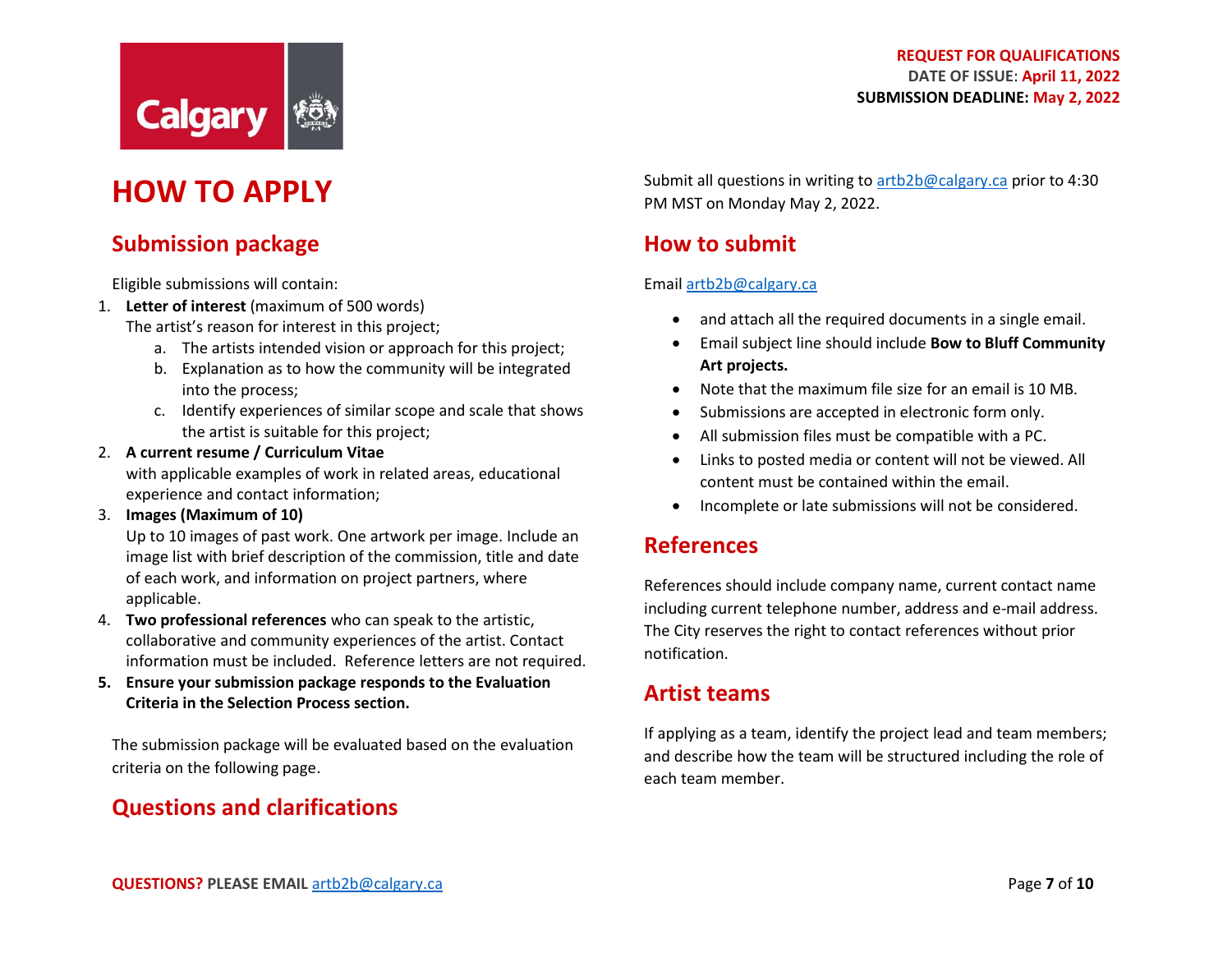# HOW TO APPLY

## Submission package

Eligible submissions will contain:

1. **Letter of interest** (maximum of 500 words)
   The artist's reason for interest in this project;
   a. The artists intended vision or approach for this project;
   b. Explanation as to how the community will be integrated into the process;
   c. Identify experiences of similar scope and scale that shows the artist is suitable for this project;
2. **A current resume / Curriculum Vitae**
   with applicable examples of work in related areas, educational experience and contact information;
3. **Images (Maximum of 10)**
   Up to 10 images of past work. One artwork per image. Include an image list with brief description of the commission, title and date of each work, and information on project partners, where applicable.
4. **Two professional references** who can speak to the artistic, collaborative and community experiences of the artist. Contact information must be included. Reference letters are not required.
5. **Ensure your submission package responds to the Evaluation Criteria in the Selection Process section.**

The submission package will be evaluated based on the evaluation criteria on the following page.

## Questions and clarifications

Submit all questions in writing to artb2b@calgary.ca prior to 4:30 PM MST on Monday May 2, 2022.

## How to submit

Email artb2b@calgary.ca

- and attach all the required documents in a single email.
- Email subject line should include **Bow to Bluff Community Art projects.**
- Note that the maximum file size for an email is 10 MB.
- Submissions are accepted in electronic form only.
- All submission files must be compatible with a PC.
- Links to posted media or content will not be viewed. All content must be contained within the email.
- Incomplete or late submissions will not be considered.

## References

References should include company name, current contact name including current telephone number, address and e-mail address. The City reserves the right to contact references without prior notification.

## Artist teams

If applying as a team, identify the project lead and team members; and describe how the team will be structured including the role of each team member.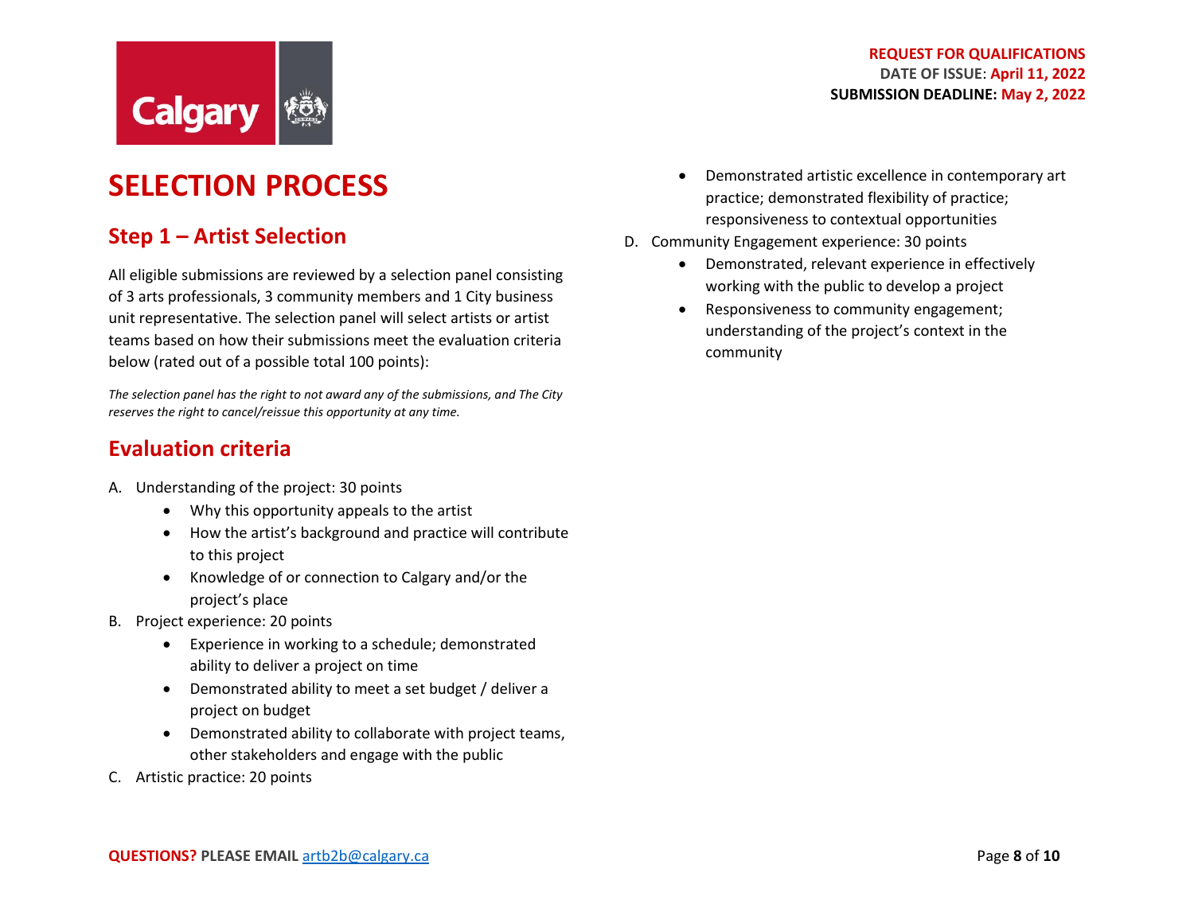# SELECTION PROCESS

## Step 1 – Artist Selection

All eligible submissions are reviewed by a selection panel consisting of 3 arts professionals, 3 community members and 1 City business unit representative. The selection panel will select artists or artist teams based on how their submissions meet the evaluation criteria below (rated out of a possible total 100 points):

*The selection panel has the right to not award any of the submissions, and The City reserves the right to cancel/reissue this opportunity at any time.*

## Evaluation criteria

A. Understanding of the project: 30 points
   - Why this opportunity appeals to the artist
   - How the artist's background and practice will contribute to this project
   - Knowledge of or connection to Calgary and/or the project's place

B. Project experience: 20 points
   - Experience in working to a schedule; demonstrated ability to deliver a project on time
   - Demonstrated ability to meet a set budget / deliver a project on budget
   - Demonstrated ability to collaborate with project teams, other stakeholders and engage with the public

C. Artistic practice: 20 points
   - Demonstrated artistic excellence in contemporary art practice; demonstrated flexibility of practice; responsiveness to contextual opportunities

D. Community Engagement experience: 30 points
   - Demonstrated, relevant experience in effectively working with the public to develop a project
   - Responsiveness to community engagement; understanding of the project's context in the community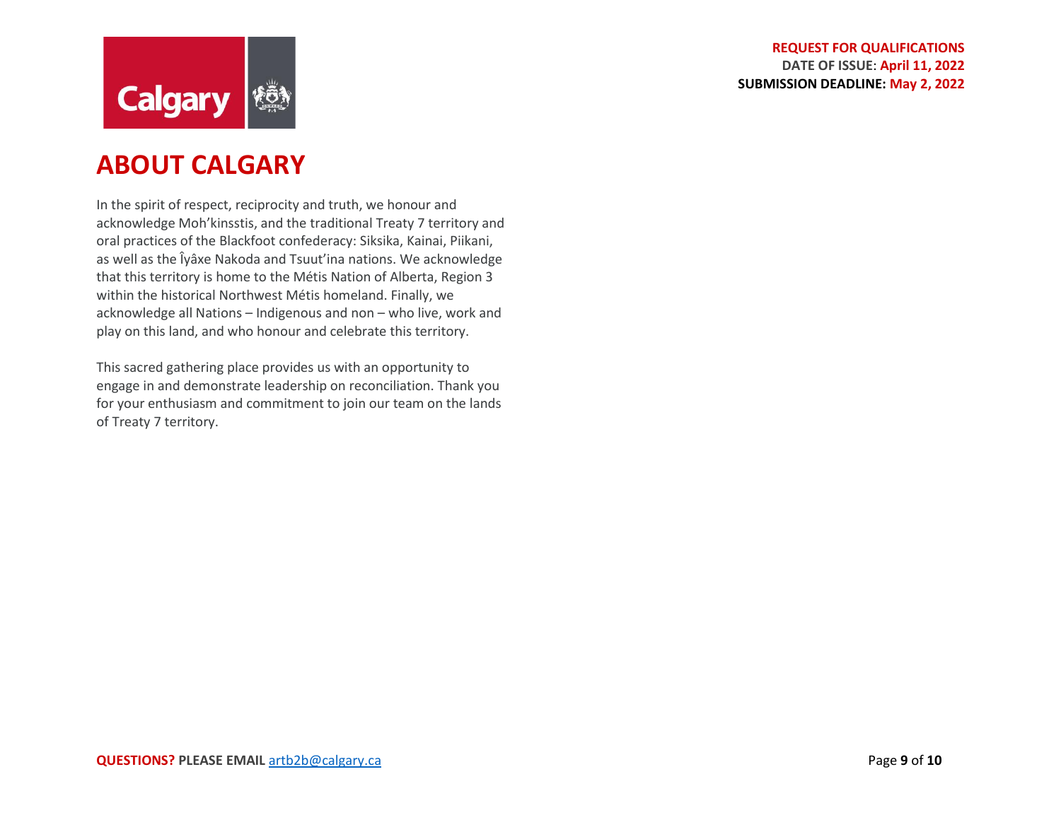# ABOUT CALGARY

In the spirit of respect, reciprocity and truth, we honour and acknowledge Moh'kinsstis, and the traditional Treaty 7 territory and oral practices of the Blackfoot confederacy: Siksika, Kainai, Piikani, as well as the Îyâxe Nakoda and Tsuut'ina nations. We acknowledge that this territory is home to the Métis Nation of Alberta, Region 3 within the historical Northwest Métis homeland. Finally, we acknowledge all Nations – Indigenous and non – who live, work and play on this land, and who honour and celebrate this territory.

This sacred gathering place provides us with an opportunity to engage in and demonstrate leadership on reconciliation. Thank you for your enthusiasm and commitment to join our team on the lands of Treaty 7 territory.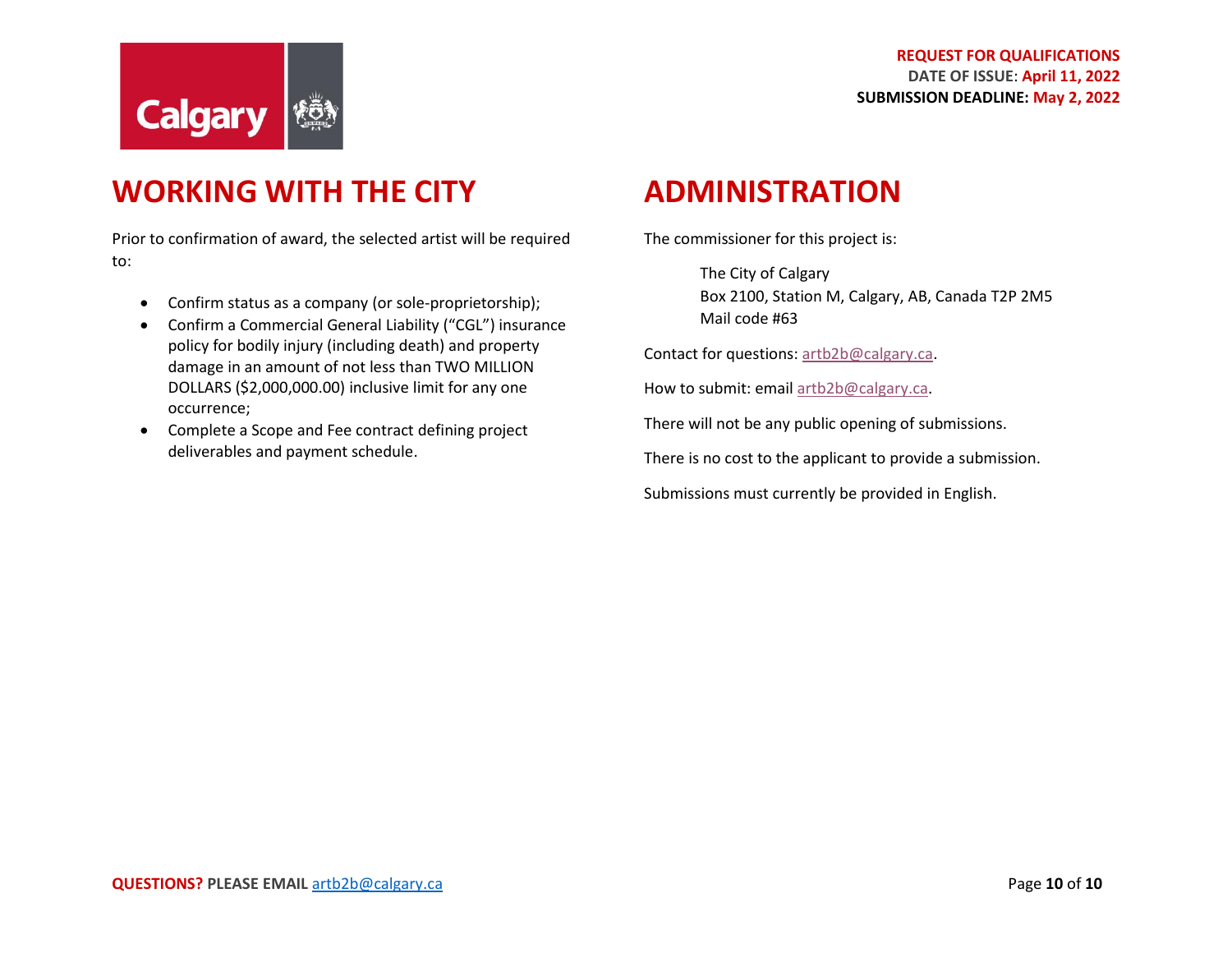## WORKING WITH THE CITY

Prior to confirmation of award, the selected artist will be required to:

- Confirm status as a company (or sole-proprietorship);
- Confirm a Commercial General Liability ("CGL") insurance policy for bodily injury (including death) and property damage in an amount of not less than TWO MILLION DOLLARS ($2,000,000.00) inclusive limit for any one occurrence;
- Complete a Scope and Fee contract defining project deliverables and payment schedule.

## ADMINISTRATION

The commissioner for this project is:

The City of Calgary
Box 2100, Station M, Calgary, AB, Canada T2P 2M5
Mail code #63

Contact for questions: artb2b@calgary.ca.

How to submit: email artb2b@calgary.ca.

There will not be any public opening of submissions.

There is no cost to the applicant to provide a submission.

Submissions must currently be provided in English.